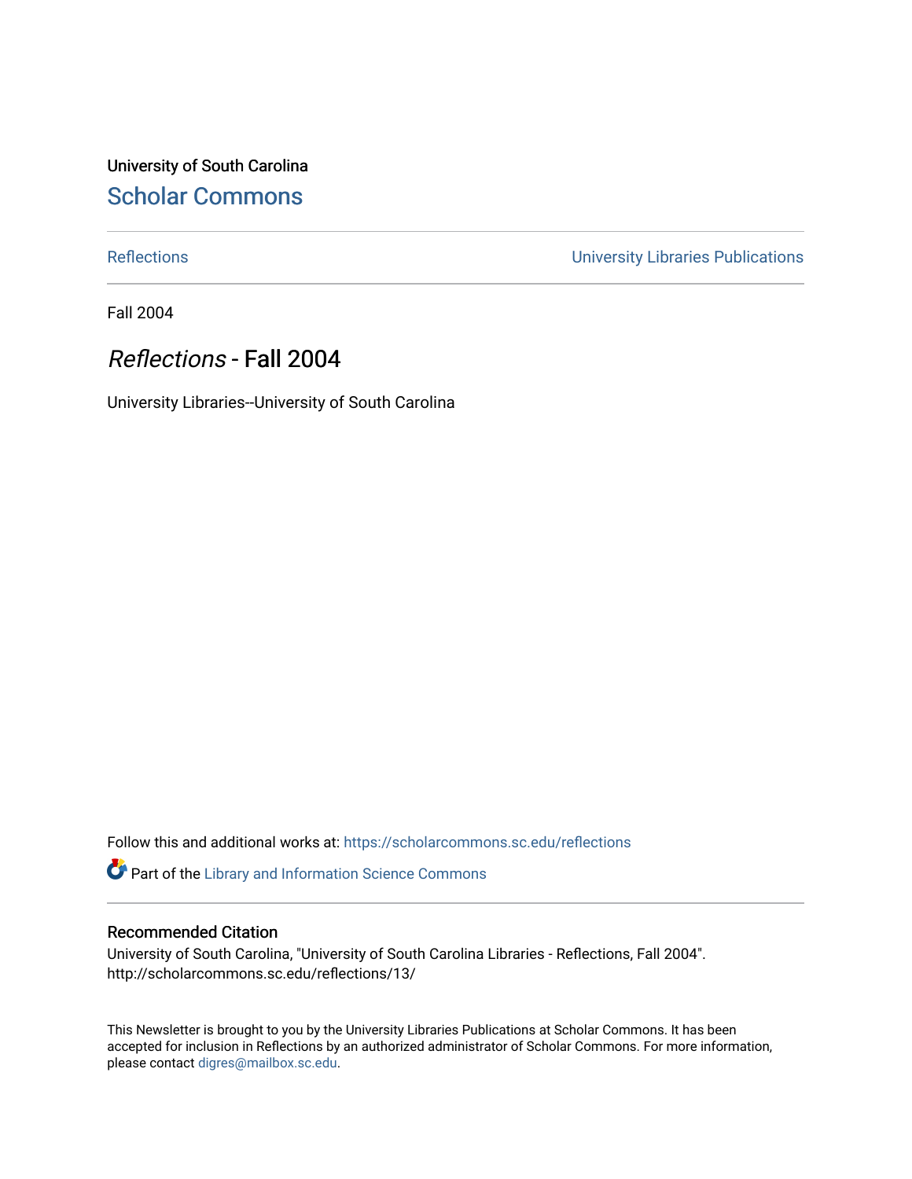University of South Carolina

# Scholar Commons

Reflections | University Libraries Publications

Fall 2004

## *Reflections* - Fall 2004

University Libraries--University of South Carolina

Follow this and additional works at: https://scholarcommons.sc.edu/reflections

Part of the Library and Information Science Commons

### Recommended Citation

University of South Carolina, "University of South Carolina Libraries - Reflections, Fall 2004". http://scholarcommons.sc.edu/reflections/13/

This Newsletter is brought to you by the University Libraries Publications at Scholar Commons. It has been accepted for inclusion in Reflections by an authorized administrator of Scholar Commons. For more information, please contact digres@mailbox.sc.edu.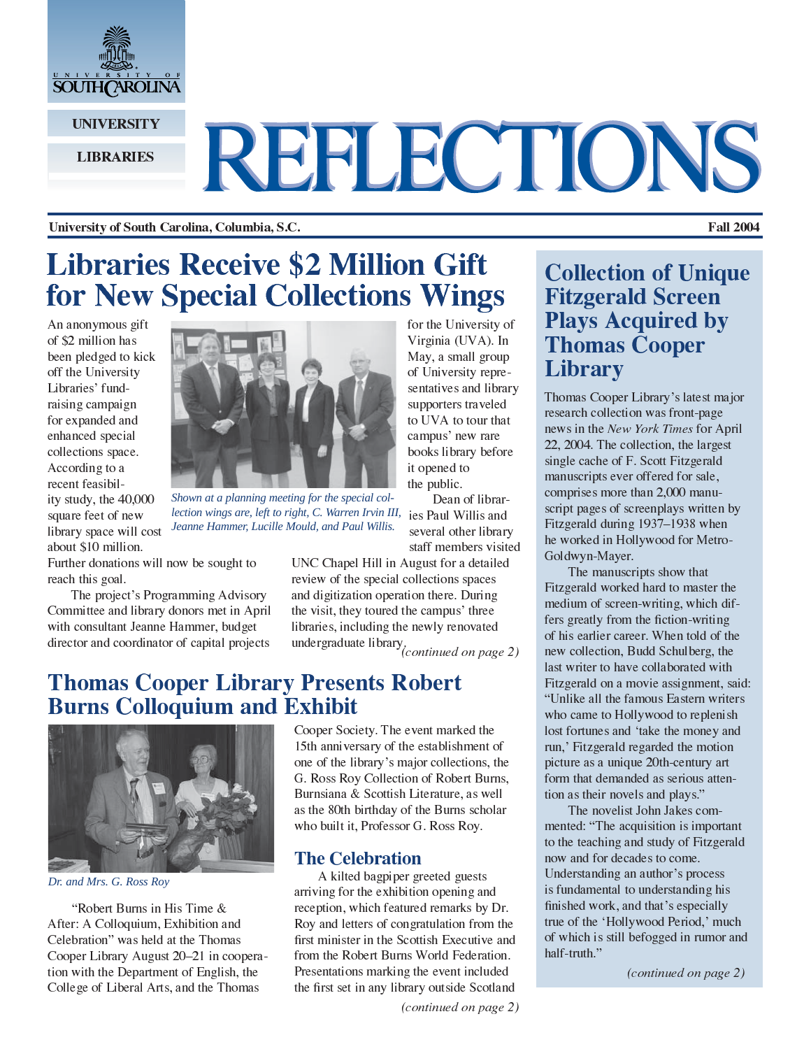UNIVERSITY OF SOUTH CAROLINA

UNIVERSITY LIBRARIES

# REFLECTIONS

**University of South Carolina, Columbia, S.C.** **Fall 2004**

## Libraries Receive $2 Million Gift for New Special Collections Wings

An anonymous gift of $2 million has been pledged to kick off the University Libraries' fund-raising campaign for expanded and enhanced special collections space. According to a recent feasibility study, the 40,000 square feet of new library space will cost about $10 million. Further donations will now be sought to reach this goal.

*Shown at a planning meeting for the special collection wings are, left to right, C. Warren Irvin III, Jeanne Hammer, Lucille Mould, and Paul Willis.*

The project's Programming Advisory Committee and library donors met in April with consultant Jeanne Hammer, budget director and coordinator of capital projects for the University of Virginia (UVA). In May, a small group of University representatives and library supporters traveled to UVA to tour that campus' new rare books library before it opened to the public.

Dean of libraries Paul Willis and several other library staff members visited UNC Chapel Hill in August for a detailed review of the special collections spaces and digitization operation there. During the visit, they toured the campus' three libraries, including the newly renovated undergraduate library.

*(continued on page 2)*

## Thomas Cooper Library Presents Robert Burns Colloquium and Exhibit

*Dr. and Mrs. G. Ross Roy*

"Robert Burns in His Time & After: A Colloquium, Exhibition and Celebration" was held at the Thomas Cooper Library August 20–21 in cooperation with the Department of English, the College of Liberal Arts, and the Thomas Cooper Society. The event marked the 15th anniversary of the establishment of one of the library's major collections, the G. Ross Roy Collection of Robert Burns, Burnsiana & Scottish Literature, as well as the 80th birthday of the Burns scholar who built it, Professor G. Ross Roy.

### The Celebration

A kilted bagpiper greeted guests arriving for the exhibition opening and reception, which featured remarks by Dr. Roy and letters of congratulation from the first minister in the Scottish Executive and from the Robert Burns World Federation. Presentations marking the event included the first set in any library outside Scotland

*(continued on page 2)*

## Collection of Unique Fitzgerald Screen Plays Acquired by Thomas Cooper Library

Thomas Cooper Library's latest major research collection was front-page news in the *New York Times* for April 22, 2004. The collection, the largest single cache of F. Scott Fitzgerald manuscripts ever offered for sale, comprises more than 2,000 manuscript pages of screenplays written by Fitzgerald during 1937–1938 when he worked in Hollywood for Metro-Goldwyn-Mayer.

The manuscripts show that Fitzgerald worked hard to master the medium of screen-writing, which differs greatly from the fiction-writing of his earlier career. When told of the new collection, Budd Schulberg, the last writer to have collaborated with Fitzgerald on a movie assignment, said: "Unlike all the famous Eastern writers who came to Hollywood to replenish lost fortunes and 'take the money and run,' Fitzgerald regarded the motion picture as a unique 20th-century art form that demanded as serious attention as their novels and plays."

The novelist John Jakes commented: "The acquisition is important to the teaching and study of Fitzgerald now and for decades to come. Understanding an author's process is fundamental to understanding his finished work, and that's especially true of the 'Hollywood Period,' much of which is still befogged in rumor and half-truth."

*(continued on page 2)*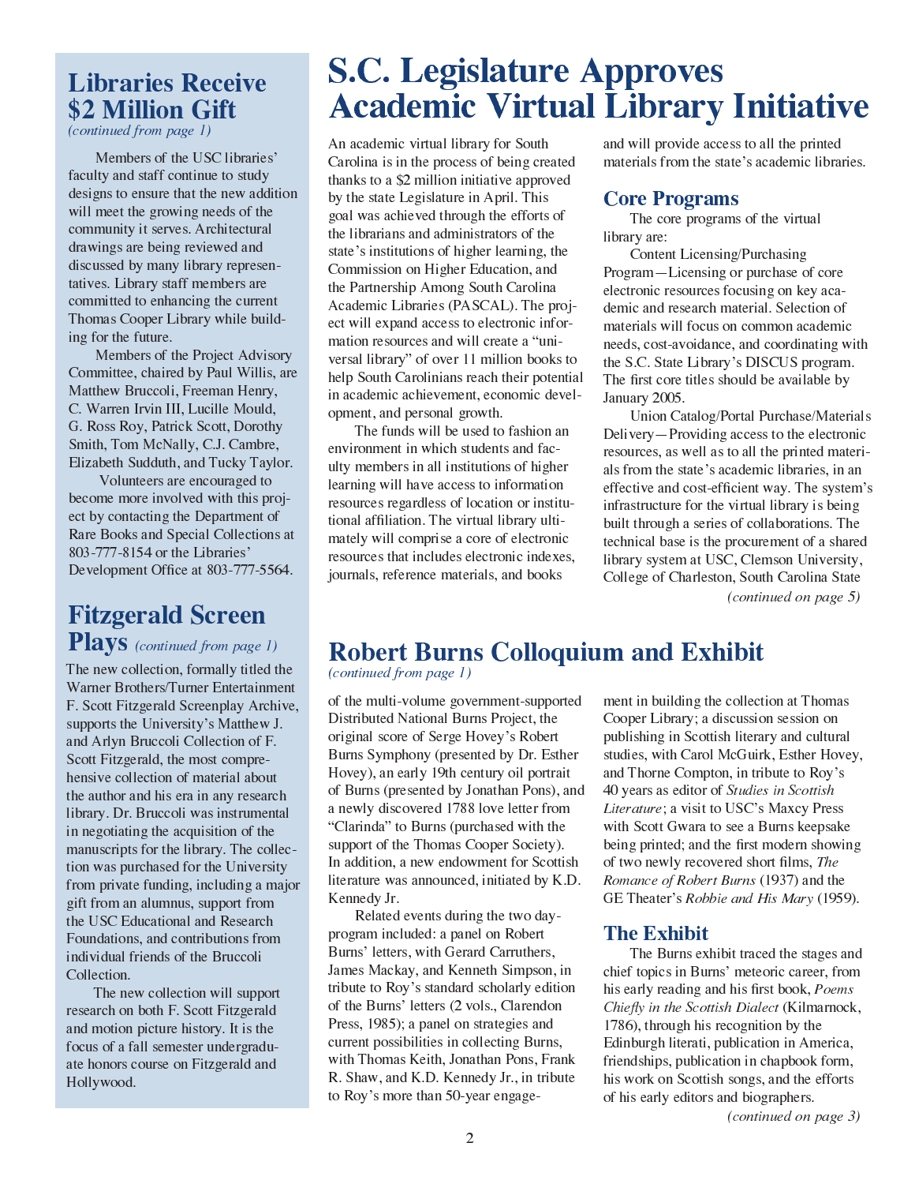## Libraries Receive $2 Million Gift

*(continued from page 1)*

Members of the USC libraries' faculty and staff continue to study designs to ensure that the new addition will meet the growing needs of the community it serves. Architectural drawings are being reviewed and discussed by many library representatives. Library staff members are committed to enhancing the current Thomas Cooper Library while building for the future.

Members of the Project Advisory Committee, chaired by Paul Willis, are Matthew Bruccoli, Freeman Henry, C. Warren Irvin III, Lucille Mould, G. Ross Roy, Patrick Scott, Dorothy Smith, Tom McNally, C.J. Cambre, Elizabeth Sudduth, and Tucky Taylor.

Volunteers are encouraged to become more involved with this project by contacting the Department of Rare Books and Special Collections at 803-777-8154 or the Libraries' Development Office at 803-777-5564.

## Fitzgerald Screen Plays *(continued from page 1)*

The new collection, formally titled the Warner Brothers/Turner Entertainment F. Scott Fitzgerald Screenplay Archive, supports the University's Matthew J. and Arlyn Bruccoli Collection of F. Scott Fitzgerald, the most comprehensive collection of material about the author and his era in any research library. Dr. Bruccoli was instrumental in negotiating the acquisition of the manuscripts for the library. The collection was purchased for the University from private funding, including a major gift from an alumnus, support from the USC Educational and Research Foundations, and contributions from individual friends of the Bruccoli Collection.

The new collection will support research on both F. Scott Fitzgerald and motion picture history. It is the focus of a fall semester undergraduate honors course on Fitzgerald and Hollywood.

# S.C. Legislature Approves Academic Virtual Library Initiative

An academic virtual library for South Carolina is in the process of being created thanks to a $2 million initiative approved by the state Legislature in April. This goal was achieved through the efforts of the librarians and administrators of the state's institutions of higher learning, the Commission on Higher Education, and the Partnership Among South Carolina Academic Libraries (PASCAL). The project will expand access to electronic information resources and will create a "universal library" of over 11 million books to help South Carolinians reach their potential in academic achievement, economic development, and personal growth.

The funds will be used to fashion an environment in which students and faculty members in all institutions of higher learning will have access to information resources regardless of location or institutional affiliation. The virtual library ultimately will comprise a core of electronic resources that includes electronic indexes, journals, reference materials, and books and will provide access to all the printed materials from the state's academic libraries.

### Core Programs

The core programs of the virtual library are:

Content Licensing/Purchasing Program—Licensing or purchase of core electronic resources focusing on key academic and research material. Selection of materials will focus on common academic needs, cost-avoidance, and coordinating with the S.C. State Library's DISCUS program. The first core titles should be available by January 2005.

Union Catalog/Portal Purchase/Materials Delivery—Providing access to the electronic resources, as well as to all the printed materials from the state's academic libraries, in an effective and cost-efficient way. The system's infrastructure for the virtual library is being built through a series of collaborations. The technical base is the procurement of a shared library system at USC, Clemson University, College of Charleston, South Carolina State

*(continued on page 5)*

## Robert Burns Colloquium and Exhibit

*(continued from page 1)*

of the multi-volume government-supported Distributed National Burns Project, the original score of Serge Hovey's Robert Burns Symphony (presented by Dr. Esther Hovey), an early 19th century oil portrait of Burns (presented by Jonathan Pons), and a newly discovered 1788 love letter from "Clarinda" to Burns (purchased with the support of the Thomas Cooper Society). In addition, a new endowment for Scottish literature was announced, initiated by K.D. Kennedy Jr.

Related events during the two day-program included: a panel on Robert Burns' letters, with Gerard Carruthers, James Mackay, and Kenneth Simpson, in tribute to Roy's standard scholarly edition of the Burns' letters (2 vols., Clarendon Press, 1985); a panel on strategies and current possibilities in collecting Burns, with Thomas Keith, Jonathan Pons, Frank R. Shaw, and K.D. Kennedy Jr., in tribute to Roy's more than 50-year engagement in building the collection at Thomas Cooper Library; a discussion session on publishing in Scottish literary and cultural studies, with Carol McGuirk, Esther Hovey, and Thorne Compton, in tribute to Roy's 40 years as editor of *Studies in Scottish Literature*; a visit to USC's Maxcy Press with Scott Gwara to see a Burns keepsake being printed; and the first modern showing of two newly recovered short films, *The Romance of Robert Burns* (1937) and the GE Theater's *Robbie and His Mary* (1959).

### The Exhibit

The Burns exhibit traced the stages and chief topics in Burns' meteoric career, from his early reading and his first book, *Poems Chiefly in the Scottish Dialect* (Kilmarnock, 1786), through his recognition by the Edinburgh literati, publication in America, friendships, publication in chapbook form, his work on Scottish songs, and the efforts of his early editors and biographers.

*(continued on page 3)*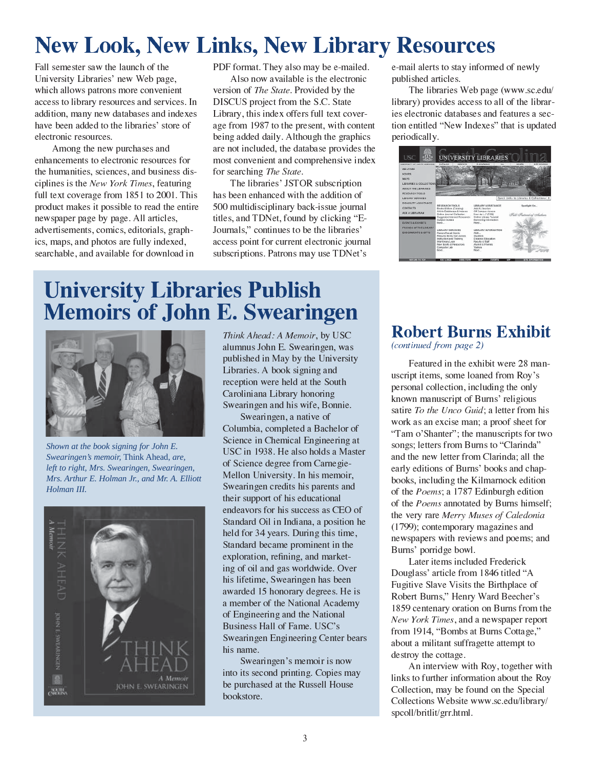# New Look, New Links, New Library Resources

Fall semester saw the launch of the University Libraries' new Web page, which allows patrons more convenient access to library resources and services. In addition, many new databases and indexes have been added to the libraries' store of electronic resources.

Among the new purchases and enhancements to electronic resources for the humanities, sciences, and business disciplines is the *New York Times*, featuring full text coverage from 1851 to 2001. This product makes it possible to read the entire newspaper page by page. All articles, advertisements, comics, editorials, graphics, maps, and photos are fully indexed, searchable, and available for download in PDF format. They also may be e-mailed.

Also now available is the electronic version of *The State*. Provided by the DISCUS project from the S.C. State Library, this index offers full text coverage from 1987 to the present, with content being added daily. Although the graphics are not included, the database provides the most convenient and comprehensive index for searching *The State*.

The libraries' JSTOR subscription has been enhanced with the addition of 500 multidisciplinary back-issue journal titles, and TDNet, found by clicking "E-Journals," continues to be the libraries' access point for current electronic journal subscriptions. Patrons may use TDNet's e-mail alerts to stay informed of newly published articles.

The libraries Web page (www.sc.edu/library) provides access to all of the libraries electronic databases and features a section entitled "New Indexes" that is updated periodically.

# University Libraries Publish Memoirs of John E. Swearingen

*Shown at the book signing for John E. Swearingen's memoir,* Think Ahead, *are, left to right, Mrs. Swearingen, Swearingen, Mrs. Arthur E. Holman Jr., and Mr. A. Elliott Holman III.*

*Think Ahead: A Memoir*, by USC alumnus John E. Swearingen, was published in May by the University Libraries. A book signing and reception were held at the South Caroliniana Library honoring Swearingen and his wife, Bonnie.

Swearingen, a native of Columbia, completed a Bachelor of Science in Chemical Engineering at USC in 1938. He also holds a Master of Science degree from Carnegie-Mellon University. In his memoir, Swearingen credits his parents and their support of his educational endeavors for his success as CEO of Standard Oil in Indiana, a position he held for 34 years. During this time, Standard became prominent in the exploration, refining, and marketing of oil and gas worldwide. Over his lifetime, Swearingen has been awarded 15 honorary degrees. He is a member of the National Academy of Engineering and the National Business Hall of Fame. USC's Swearingen Engineering Center bears his name.

Swearingen's memoir is now into its second printing. Copies may be purchased at the Russell House bookstore.

# Robert Burns Exhibit

*(continued from page 2)*

Featured in the exhibit were 28 manuscript items, some loaned from Roy's personal collection, including the only known manuscript of Burns' religious satire *To the Unco Guid*; a letter from his work as an excise man; a proof sheet for "Tam o'Shanter"; the manuscripts for two songs; letters from Burns to "Clarinda" and the new letter from Clarinda; all the early editions of Burns' books and chapbooks, including the Kilmarnock edition of the *Poems*; a 1787 Edinburgh edition of the *Poems* annotated by Burns himself; the very rare *Merry Muses of Caledonia* (1799); contemporary magazines and newspapers with reviews and poems; and Burns' porridge bowl.

Later items included Frederick Douglass' article from 1846 titled "A Fugitive Slave Visits the Birthplace of Robert Burns," Henry Ward Beecher's 1859 centenary oration on Burns from the *New York Times*, and a newspaper report from 1914, "Bombs at Burns Cottage," about a militant suffragette attempt to destroy the cottage.

An interview with Roy, together with links to further information about the Roy Collection, may be found on the Special Collections Website www.sc.edu/library/spcoll/britlit/grr.html.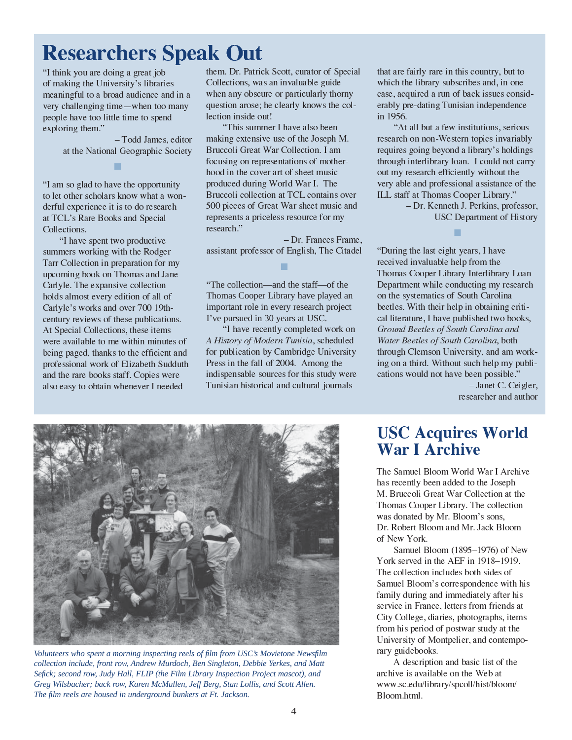# Researchers Speak Out

"I think you are doing a great job of making the University's libraries meaningful to a broad audience and in a very challenging time—when too many people have too little time to spend exploring them."

– Todd James, editor at the National Geographic Society

"I am so glad to have the opportunity to let other scholars know what a wonderful experience it is to do research at TCL's Rare Books and Special Collections.

"I have spent two productive summers working with the Rodger Tarr Collection in preparation for my upcoming book on Thomas and Jane Carlyle. The expansive collection holds almost every edition of all of Carlyle's works and over 700 19th-century reviews of these publications. At Special Collections, these items were available to me within minutes of being paged, thanks to the efficient and professional work of Elizabeth Sudduth and the rare books staff. Copies were also easy to obtain whenever I needed them. Dr. Patrick Scott, curator of Special Collections, was an invaluable guide when any obscure or particularly thorny question arose; he clearly knows the collection inside out!

"This summer I have also been making extensive use of the Joseph M. Bruccoli Great War Collection. I am focusing on representations of motherhood in the cover art of sheet music produced during World War I. The Bruccoli collection at TCL contains over 500 pieces of Great War sheet music and represents a priceless resource for my research."

– Dr. Frances Frame, assistant professor of English, The Citadel

"The collection—and the staff—of the Thomas Cooper Library have played an important role in every research project I've pursued in 30 years at USC.

"I have recently completed work on *A History of Modern Tunisia*, scheduled for publication by Cambridge University Press in the fall of 2004. Among the indispensable sources for this study were Tunisian historical and cultural journals that are fairly rare in this country, but to which the library subscribes and, in one case, acquired a run of back issues considerably pre-dating Tunisian independence in 1956.

"At all but a few institutions, serious research on non-Western topics invariably requires going beyond a library's holdings through interlibrary loan. I could not carry out my research efficiently without the very able and professional assistance of the ILL staff at Thomas Cooper Library."

– Dr. Kenneth J. Perkins, professor, USC Department of History

"During the last eight years, I have received invaluable help from the Thomas Cooper Library Interlibrary Loan Department while conducting my research on the systematics of South Carolina beetles. With their help in obtaining critical literature, I have published two books, *Ground Beetles of South Carolina and Water Beetles of South Carolina*, both through Clemson University, and am working on a third. Without such help my publications would not have been possible."

– Janet C. Ceigler, researcher and author

*Volunteers who spent a morning inspecting reels of film from USC's Movietone Newsfilm collection include, front row, Andrew Murdoch, Ben Singleton, Debbie Yerkes, and Matt Sefick; second row, Judy Hall, FLIP (the Film Library Inspection Project mascot), and Greg Wilsbacher; back row, Karen McMullen, Jeff Berg, Stan Lollis, and Scott Allen. The film reels are housed in underground bunkers at Ft. Jackson.*

## USC Acquires World War I Archive

The Samuel Bloom World War I Archive has recently been added to the Joseph M. Bruccoli Great War Collection at the Thomas Cooper Library. The collection was donated by Mr. Bloom's sons, Dr. Robert Bloom and Mr. Jack Bloom of New York.

Samuel Bloom (1895–1976) of New York served in the AEF in 1918–1919. The collection includes both sides of Samuel Bloom's correspondence with his family during and immediately after his service in France, letters from friends at City College, diaries, photographs, items from his period of postwar study at the University of Montpelier, and contemporary guidebooks.

A description and basic list of the archive is available on the Web at www.sc.edu/library/spcoll/hist/bloom/Bloom.html.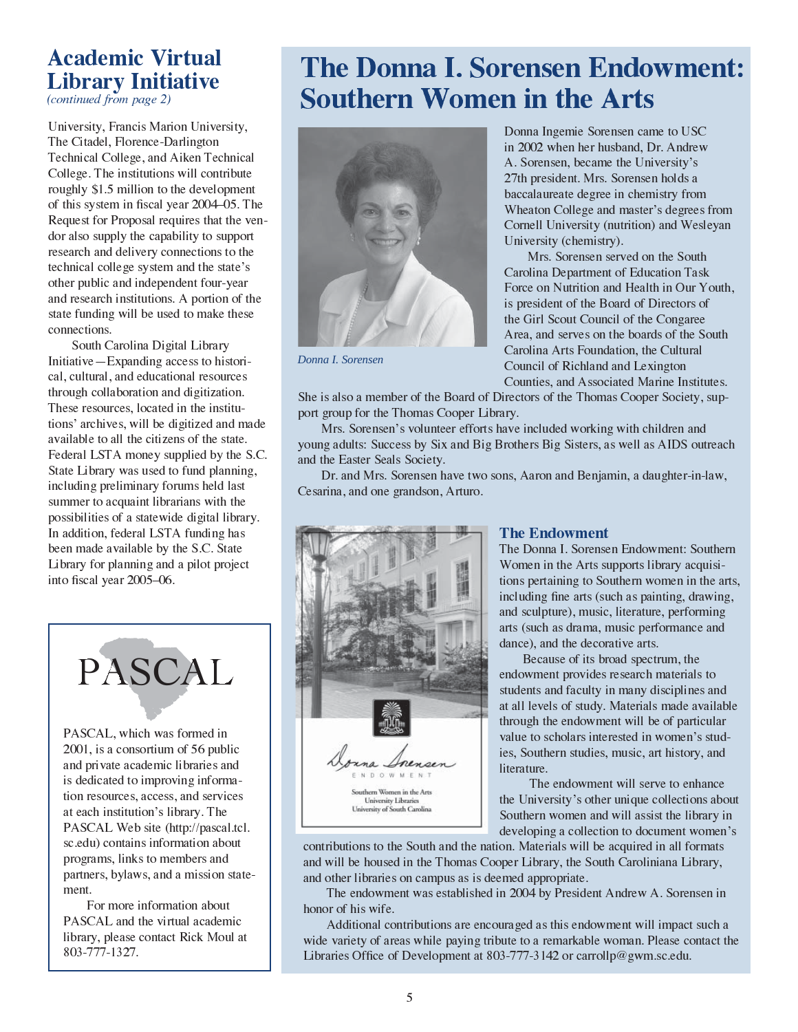## Academic Virtual Library Initiative

*(continued from page 2)*

University, Francis Marion University, The Citadel, Florence-Darlington Technical College, and Aiken Technical College. The institutions will contribute roughly $1.5 million to the development of this system in fiscal year 2004–05. The Request for Proposal requires that the vendor also supply the capability to support research and delivery connections to the technical college system and the state's other public and independent four-year and research institutions. A portion of the state funding will be used to make these connections.

South Carolina Digital Library Initiative—Expanding access to historical, cultural, and educational resources through collaboration and digitization. These resources, located in the institutions' archives, will be digitized and made available to all the citizens of the state. Federal LSTA money supplied by the S.C. State Library was used to fund planning, including preliminary forums held last summer to acquaint librarians with the possibilities of a statewide digital library. In addition, federal LSTA funding has been made available by the S.C. State Library for planning and a pilot project into fiscal year 2005–06.

PASCAL

PASCAL, which was formed in 2001, is a consortium of 56 public and private academic libraries and is dedicated to improving information resources, access, and services at each institution's library. The PASCAL Web site (http://pascal.tcl.sc.edu) contains information about programs, links to members and partners, bylaws, and a mission statement.

For more information about PASCAL and the virtual academic library, please contact Rick Moul at 803-777-1327.

# The Donna I. Sorensen Endowment: Southern Women in the Arts

*Donna I. Sorensen*

Donna Ingemie Sorensen came to USC in 2002 when her husband, Dr. Andrew A. Sorensen, became the University's 27th president. Mrs. Sorensen holds a baccalaureate degree in chemistry from Wheaton College and master's degrees from Cornell University (nutrition) and Wesleyan University (chemistry).

Mrs. Sorensen served on the South Carolina Department of Education Task Force on Nutrition and Health in Our Youth, is president of the Board of Directors of the Girl Scout Council of the Congaree Area, and serves on the boards of the South Carolina Arts Foundation, the Cultural Council of Richland and Lexington Counties, and Associated Marine Institutes. She is also a member of the Board of Directors of the Thomas Cooper Society, support group for the Thomas Cooper Library.

Mrs. Sorensen's volunteer efforts have included working with children and young adults: Success by Six and Big Brothers Big Sisters, as well as AIDS outreach and the Easter Seals Society.

Dr. and Mrs. Sorensen have two sons, Aaron and Benjamin, a daughter-in-law, Cesarina, and one grandson, Arturo.

Donna Sorensen Endowment
Southern Women in the Arts
University Libraries
University of South Carolina

### The Endowment

The Donna I. Sorensen Endowment: Southern Women in the Arts supports library acquisitions pertaining to Southern women in the arts, including fine arts (such as painting, drawing, and sculpture), music, literature, performing arts (such as drama, music performance and dance), and the decorative arts.

Because of its broad spectrum, the endowment provides research materials to students and faculty in many disciplines and at all levels of study. Materials made available through the endowment will be of particular value to scholars interested in women's studies, Southern studies, music, art history, and literature.

The endowment will serve to enhance the University's other unique collections about Southern women and will assist the library in developing a collection to document women's contributions to the South and the nation. Materials will be acquired in all formats and will be housed in the Thomas Cooper Library, the South Caroliniana Library, and other libraries on campus as is deemed appropriate.

The endowment was established in 2004 by President Andrew A. Sorensen in honor of his wife.

Additional contributions are encouraged as this endowment will impact such a wide variety of areas while paying tribute to a remarkable woman. Please contact the Libraries Office of Development at 803-777-3142 or carrollp@gwm.sc.edu.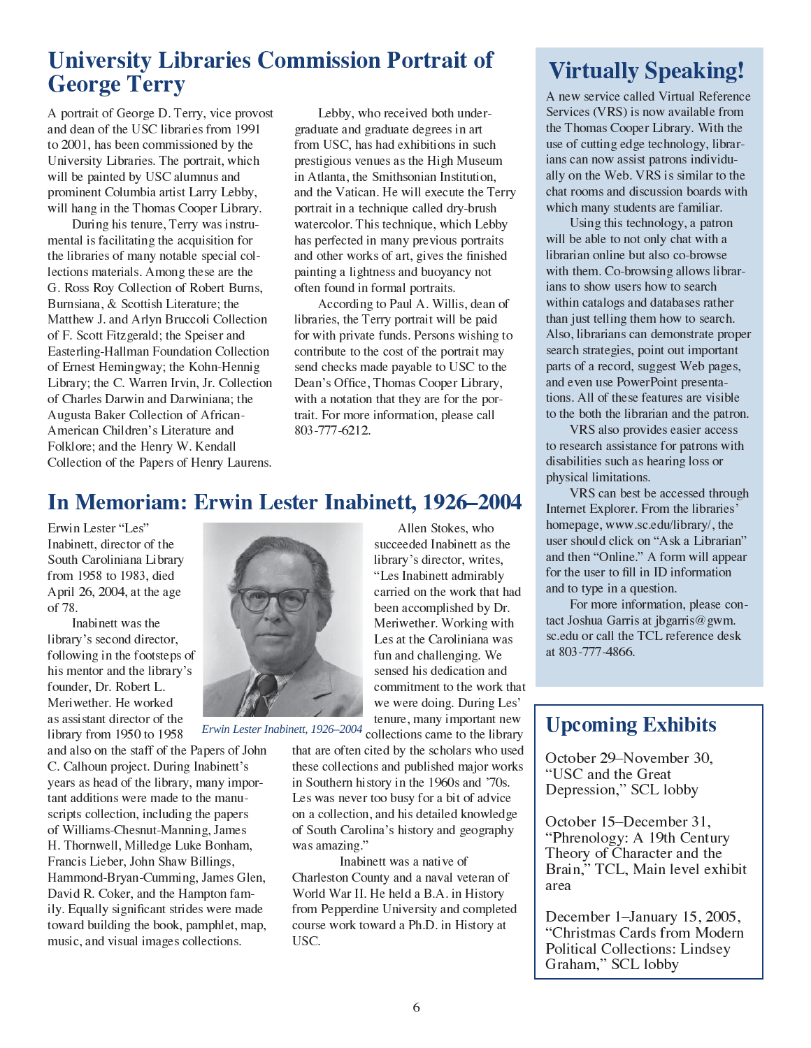## University Libraries Commission Portrait of George Terry

A portrait of George D. Terry, vice provost and dean of the USC libraries from 1991 to 2001, has been commissioned by the University Libraries. The portrait, which will be painted by USC alumnus and prominent Columbia artist Larry Lebby, will hang in the Thomas Cooper Library.

During his tenure, Terry was instrumental is facilitating the acquisition for the libraries of many notable special collections materials. Among these are the G. Ross Roy Collection of Robert Burns, Burnsiana, & Scottish Literature; the Matthew J. and Arlyn Bruccoli Collection of F. Scott Fitzgerald; the Speiser and Easterling-Hallman Foundation Collection of Ernest Hemingway; the Kohn-Hennig Library; the C. Warren Irvin, Jr. Collection of Charles Darwin and Darwiniana; the Augusta Baker Collection of African-American Children's Literature and Folklore; and the Henry W. Kendall Collection of the Papers of Henry Laurens.

Lebby, who received both undergraduate and graduate degrees in art from USC, has had exhibitions in such prestigious venues as the High Museum in Atlanta, the Smithsonian Institution, and the Vatican. He will execute the Terry portrait in a technique called dry-brush watercolor. This technique, which Lebby has perfected in many previous portraits and other works of art, gives the finished painting a lightness and buoyancy not often found in formal portraits.

According to Paul A. Willis, dean of libraries, the Terry portrait will be paid for with private funds. Persons wishing to contribute to the cost of the portrait may send checks made payable to USC to the Dean's Office, Thomas Cooper Library, with a notation that they are for the portrait. For more information, please call 803-777-6212.

## In Memoriam: Erwin Lester Inabinett, 1926–2004

Erwin Lester "Les" Inabinett, director of the South Caroliniana Library from 1958 to 1983, died April 26, 2004, at the age of 78.

Inabinett was the library's second director, following in the footsteps of his mentor and the library's founder, Dr. Robert L. Meriwether. He worked as assistant director of the library from 1950 to 1958 and also on the staff of the Papers of John C. Calhoun project. During Inabinett's years as head of the library, many important additions were made to the manuscripts collection, including the papers of Williams-Chesnut-Manning, James H. Thornwell, Milledge Luke Bonham, Francis Lieber, John Shaw Billings, Hammond-Bryan-Cumming, James Glen, David R. Coker, and the Hampton family. Equally significant strides were made toward building the book, pamphlet, map, music, and visual images collections.

*Erwin Lester Inabinett, 1926–2004*

Allen Stokes, who succeeded Inabinett as the library's director, writes, "Les Inabinett admirably carried on the work that had been accomplished by Dr. Meriwether. Working with Les at the Caroliniana was fun and challenging. We sensed his dedication and commitment to the work that we were doing. During Les' tenure, many important new collections came to the library that are often cited by the scholars who used these collections and published major works in Southern history in the 1960s and '70s. Les was never too busy for a bit of advice on a collection, and his detailed knowledge of South Carolina's history and geography was amazing."

Inabinett was a native of Charleston County and a naval veteran of World War II. He held a B.A. in History from Pepperdine University and completed course work toward a Ph.D. in History at USC.

## Virtually Speaking!

A new service called Virtual Reference Services (VRS) is now available from the Thomas Cooper Library. With the use of cutting edge technology, librarians can now assist patrons individually on the Web. VRS is similar to the chat rooms and discussion boards with which many students are familiar.

Using this technology, a patron will be able to not only chat with a librarian online but also co-browse with them. Co-browsing allows librarians to show users how to search within catalogs and databases rather than just telling them how to search. Also, librarians can demonstrate proper search strategies, point out important parts of a record, suggest Web pages, and even use PowerPoint presentations. All of these features are visible to the both the librarian and the patron.

VRS also provides easier access to research assistance for patrons with disabilities such as hearing loss or physical limitations.

VRS can best be accessed through Internet Explorer. From the libraries' homepage, www.sc.edu/library/, the user should click on "Ask a Librarian" and then "Online." A form will appear for the user to fill in ID information and to type in a question.

For more information, please contact Joshua Garris at jbgarris@gwm.sc.edu or call the TCL reference desk at 803-777-4866.

## Upcoming Exhibits

October 29–November 30, "USC and the Great Depression," SCL lobby

October 15–December 31, "Phrenology: A 19th Century Theory of Character and the Brain," TCL, Main level exhibit area

December 1–January 15, 2005, "Christmas Cards from Modern Political Collections: Lindsey Graham," SCL lobby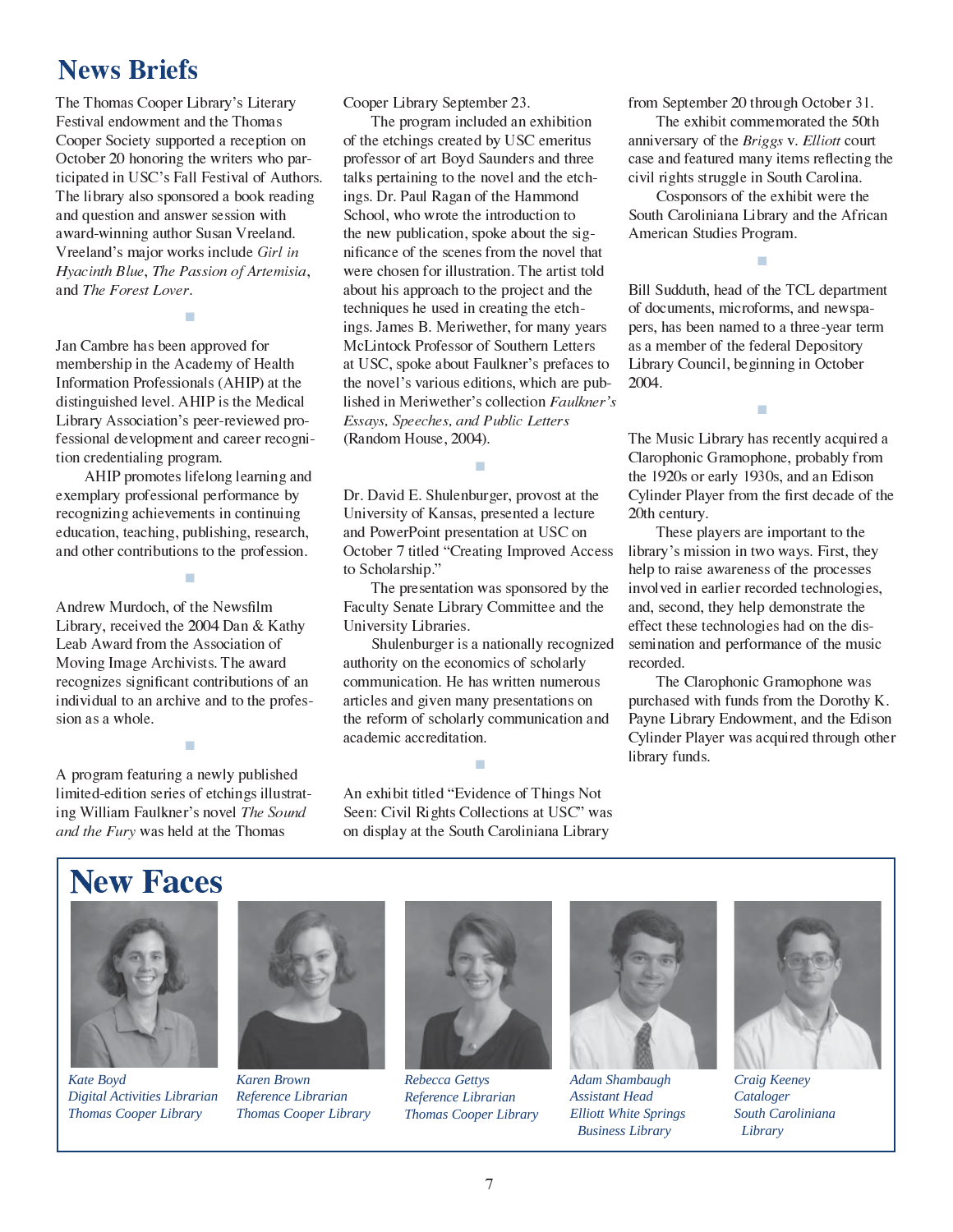# News Briefs

The Thomas Cooper Library's Literary Festival endowment and the Thomas Cooper Society supported a reception on October 20 honoring the writers who participated in USC's Fall Festival of Authors. The library also sponsored a book reading and question and answer session with award-winning author Susan Vreeland. Vreeland's major works include *Girl in Hyacinth Blue*, *The Passion of Artemisia*, and *The Forest Lover*.

Jan Cambre has been approved for membership in the Academy of Health Information Professionals (AHIP) at the distinguished level. AHIP is the Medical Library Association's peer-reviewed professional development and career recognition credentialing program.

AHIP promotes lifelong learning and exemplary professional performance by recognizing achievements in continuing education, teaching, publishing, research, and other contributions to the profession.

Andrew Murdoch, of the Newsfilm Library, received the 2004 Dan & Kathy Leab Award from the Association of Moving Image Archivists. The award recognizes significant contributions of an individual to an archive and to the profession as a whole.

A program featuring a newly published limited-edition series of etchings illustrating William Faulkner's novel *The Sound and the Fury* was held at the Thomas Cooper Library September 23.

The program included an exhibition of the etchings created by USC emeritus professor of art Boyd Saunders and three talks pertaining to the novel and the etchings. Dr. Paul Ragan of the Hammond School, who wrote the introduction to the new publication, spoke about the significance of the scenes from the novel that were chosen for illustration. The artist told about his approach to the project and the techniques he used in creating the etchings. James B. Meriwether, for many years McLintock Professor of Southern Letters at USC, spoke about Faulkner's prefaces to the novel's various editions, which are published in Meriwether's collection *Faulkner's Essays, Speeches, and Public Letters* (Random House, 2004).

Dr. David E. Shulenburger, provost at the University of Kansas, presented a lecture and PowerPoint presentation at USC on October 7 titled "Creating Improved Access to Scholarship."

The presentation was sponsored by the Faculty Senate Library Committee and the University Libraries.

Shulenburger is a nationally recognized authority on the economics of scholarly communication. He has written numerous articles and given many presentations on the reform of scholarly communication and academic accreditation.

An exhibit titled "Evidence of Things Not Seen: Civil Rights Collections at USC" was on display at the South Caroliniana Library from September 20 through October 31.

The exhibit commemorated the 50th anniversary of the *Briggs* v. *Elliott* court case and featured many items reflecting the civil rights struggle in South Carolina.

Cosponsors of the exhibit were the South Caroliniana Library and the African American Studies Program.

Bill Sudduth, head of the TCL department of documents, microforms, and newspapers, has been named to a three-year term as a member of the federal Depository Library Council, beginning in October 2004.

The Music Library has recently acquired a Clarophonic Gramophone, probably from the 1920s or early 1930s, and an Edison Cylinder Player from the first decade of the 20th century.

These players are important to the library's mission in two ways. First, they help to raise awareness of the processes involved in earlier recorded technologies, and, second, they help demonstrate the effect these technologies had on the dissemination and performance of the music recorded.

The Clarophonic Gramophone was purchased with funds from the Dorothy K. Payne Library Endowment, and the Edison Cylinder Player was acquired through other library funds.

# New Faces

*Kate Boyd*
*Digital Activities Librarian*
*Thomas Cooper Library*

*Karen Brown*
*Reference Librarian*
*Thomas Cooper Library*

*Rebecca Gettys*
*Reference Librarian*
*Thomas Cooper Library*

*Adam Shambaugh*
*Assistant Head*
*Elliott White Springs Business Library*

*Craig Keeney*
*Cataloger*
*South Caroliniana Library*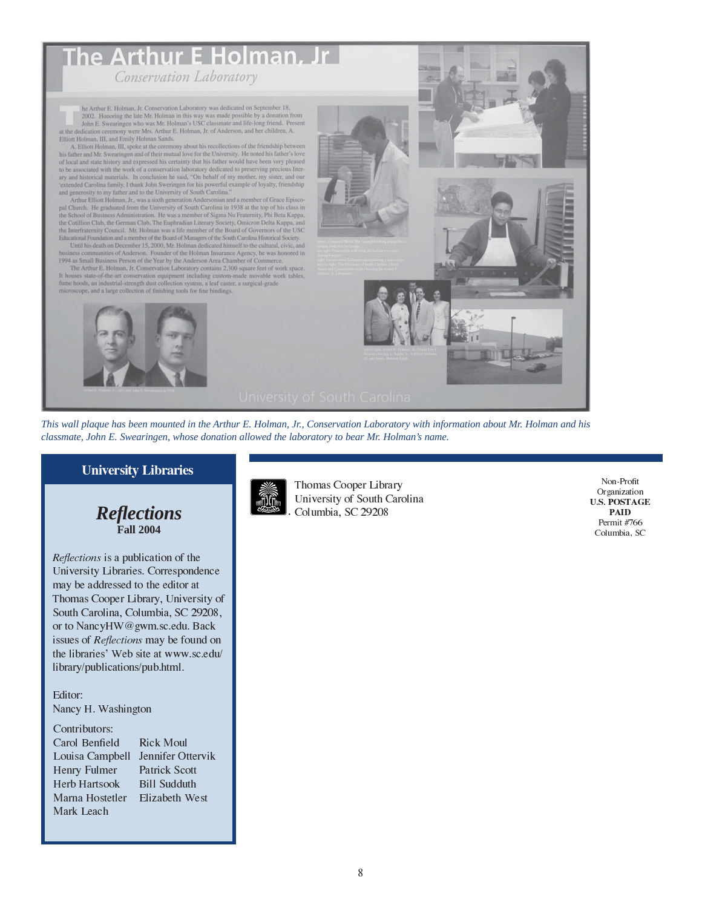# The Arthur E Holman, Jr

*Conservation Laboratory*

The Arthur E. Holman, Jr. Conservation Laboratory was dedicated on September 18, 2002. Honoring the late Mr. Holman in this way was made possible by a donation from John E. Swearingen who was Mr. Holman's USC classmate and life-long friend. Present at the dedication ceremony were Mrs. Arthur E. Holman, Jr. of Anderson, and her children, A. Elliott Holman, III, and Emily Holman Sands.

A. Elliott Holman, III, spoke at the ceremony about his recollections of the friendship between his father and Mr. Swearingen and of their mutual love for the University. He noted his father's love of local and state history and expressed his certainty that his father would have been very pleased to be associated with the work of a conservation laboratory dedicated to preserving precious literary and historical materials. In conclusion he said, "On behalf of my mother, my sister, and our 'extended Carolina family,' I thank John Swearingen for his powerful example of loyalty, friendship and generosity to my father and to the University of South Carolina."

Arthur Elliott Holman, Jr., was a sixth generation Andersonian and a member of Grace Episcopal Church. He graduated from the University of South Carolina in 1938 at the top of his class in the School of Business Administration. He was a member of Sigma Nu Fraternity, Phi Beta Kappa, the Cotillion Club, the German Club, The Euphradian Literary Society, Omicron Delta Kappa, and the Interfraternity Council. Mr. Holman was a life member of the Board of Governors of the USC Educational Foundation and a member of the Board of Managers of the South Carolina Historical Society.

Until his death on December 15, 2000, Mr. Holman dedicated himself to the cultural, civic, and business communities of Anderson. Founder of the Holman Insurance Agency, he was honored in 1994 as Small Business Person of the Year by the Anderson Area Chamber of Commerce.

The Arthur E. Holman, Jr. Conservation Laboratory contains 2,300 square feet of work space. It houses state-of-the-art conservation equipment including custom-made movable work tables, fume hoods, an industrial-strength dust collection system, a leaf caster, a surgical-grade microscope, and a large collection of finishing tools for fine bindings.

University of South Carolina

*This wall plaque has been mounted in the Arthur E. Holman, Jr., Conservation Laboratory with information about Mr. Holman and his classmate, John E. Swearingen, whose donation allowed the laboratory to bear Mr. Holman's name.*

## University Libraries

### *Reflections*
**Fall 2004**

*Reflections* is a publication of the University Libraries. Correspondence may be addressed to the editor at Thomas Cooper Library, University of South Carolina, Columbia, SC 29208, or to NancyHW@gwm.sc.edu. Back issues of *Reflections* may be found on the libraries' Web site at www.sc.edu/library/publications/pub.html.

Editor:
Nancy H. Washington

Contributors:
Carol Benfield
Louisa Campbell
Henry Fulmer
Herb Hartsook
Marna Hostetler
Mark Leach
Rick Moul
Jennifer Ottervik
Patrick Scott
Bill Sudduth
Elizabeth West

Thomas Cooper Library
University of South Carolina
Columbia, SC 29208

Non-Profit
Organization
**U.S. POSTAGE**
**PAID**
Permit #766
Columbia, SC